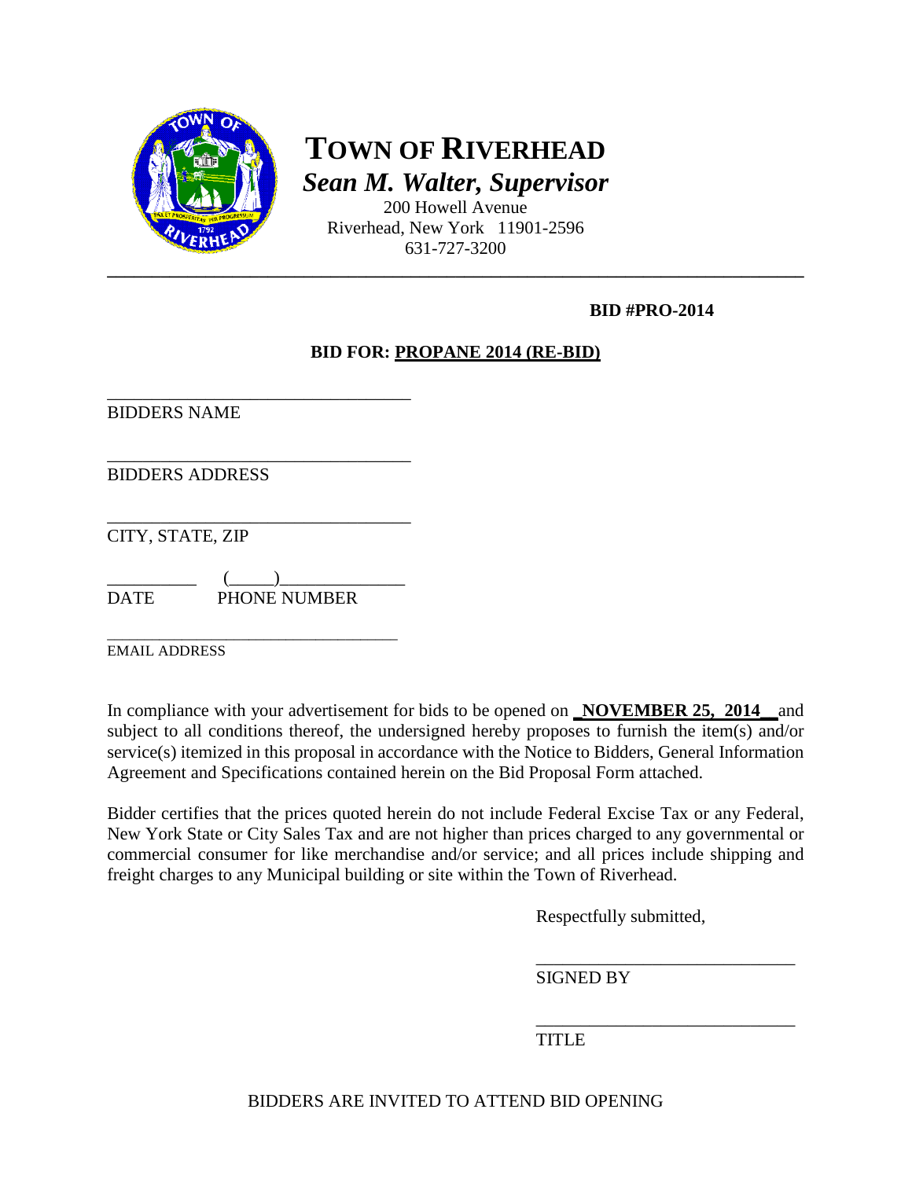# TOWN OF RIVERHEAD

***Sean M. Walter, Supervisor***

200 Howell Avenue
Riverhead, New York 11901-2596
631-727-3200

---

**BID #PRO-2014**

**BID FOR: PROPANE 2014 (RE-BID)**

\_\_\_\_\_\_\_\_\_\_\_\_\_\_\_\_\_\_\_\_\_\_\_\_\_\_\_\_\_\_\_\_\_\_\_
BIDDERS NAME

\_\_\_\_\_\_\_\_\_\_\_\_\_\_\_\_\_\_\_\_\_\_\_\_\_\_\_\_\_\_\_\_\_\_\_
BIDDERS ADDRESS

\_\_\_\_\_\_\_\_\_\_\_\_\_\_\_\_\_\_\_\_\_\_\_\_\_\_\_\_\_\_\_\_\_\_\_
CITY, STATE, ZIP

\_\_\_\_\_\_\_\_\_\_ (\_\_\_\_\_)\_\_\_\_\_\_\_\_\_\_\_\_\_\_
DATE PHONE NUMBER

\_\_\_\_\_\_\_\_\_\_\_\_\_\_\_\_\_\_\_\_\_\_\_\_\_\_\_\_\_\_\_\_\_\_\_
EMAIL ADDRESS

In compliance with your advertisement for bids to be opened on **NOVEMBER 25, 2014** and subject to all conditions thereof, the undersigned hereby proposes to furnish the item(s) and/or service(s) itemized in this proposal in accordance with the Notice to Bidders, General Information Agreement and Specifications contained herein on the Bid Proposal Form attached.

Bidder certifies that the prices quoted herein do not include Federal Excise Tax or any Federal, New York State or City Sales Tax and are not higher than prices charged to any governmental or commercial consumer for like merchandise and/or service; and all prices include shipping and freight charges to any Municipal building or site within the Town of Riverhead.

Respectfully submitted,

\_\_\_\_\_\_\_\_\_\_\_\_\_\_\_\_\_\_\_\_\_\_\_\_\_\_\_\_\_\_
SIGNED BY

\_\_\_\_\_\_\_\_\_\_\_\_\_\_\_\_\_\_\_\_\_\_\_\_\_\_\_\_\_\_
TITLE

BIDDERS ARE INVITED TO ATTEND BID OPENING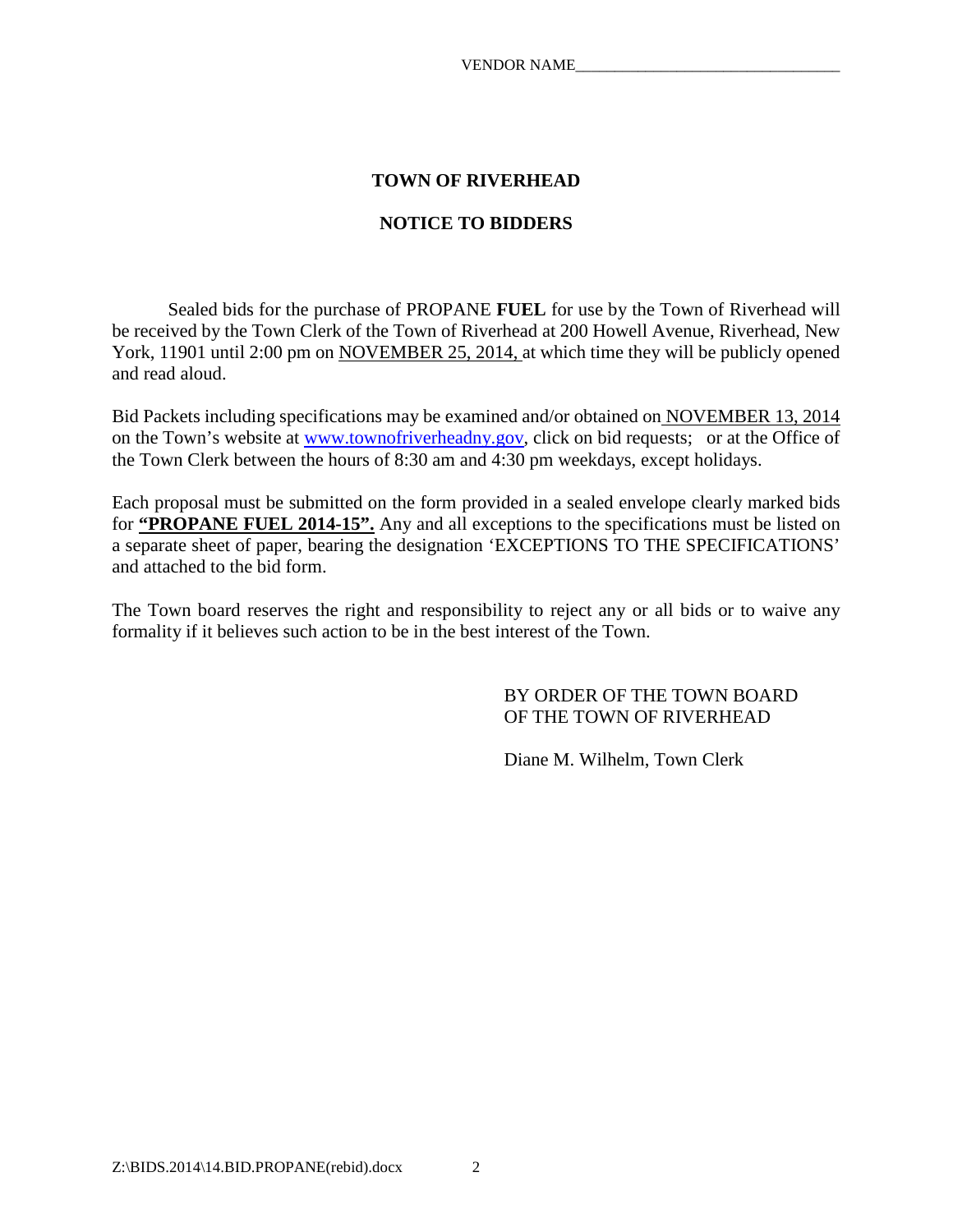VENDOR NAME_________________________________

## TOWN OF RIVERHEAD

## NOTICE TO BIDDERS

Sealed bids for the purchase of PROPANE **FUEL** for use by the Town of Riverhead will be received by the Town Clerk of the Town of Riverhead at 200 Howell Avenue, Riverhead, New York, 11901 until 2:00 pm on NOVEMBER 25, 2014, at which time they will be publicly opened and read aloud.

Bid Packets including specifications may be examined and/or obtained on NOVEMBER 13, 2014 on the Town's website at www.townofriverheadny.gov, click on bid requests; or at the Office of the Town Clerk between the hours of 8:30 am and 4:30 pm weekdays, except holidays.

Each proposal must be submitted on the form provided in a sealed envelope clearly marked bids for **"PROPANE FUEL 2014-15".** Any and all exceptions to the specifications must be listed on a separate sheet of paper, bearing the designation 'EXCEPTIONS TO THE SPECIFICATIONS' and attached to the bid form.

The Town board reserves the right and responsibility to reject any or all bids or to waive any formality if it believes such action to be in the best interest of the Town.

BY ORDER OF THE TOWN BOARD
OF THE TOWN OF RIVERHEAD

Diane M. Wilhelm, Town Clerk

Z:\BIDS.2014\14.BID.PROPANE(rebid).docx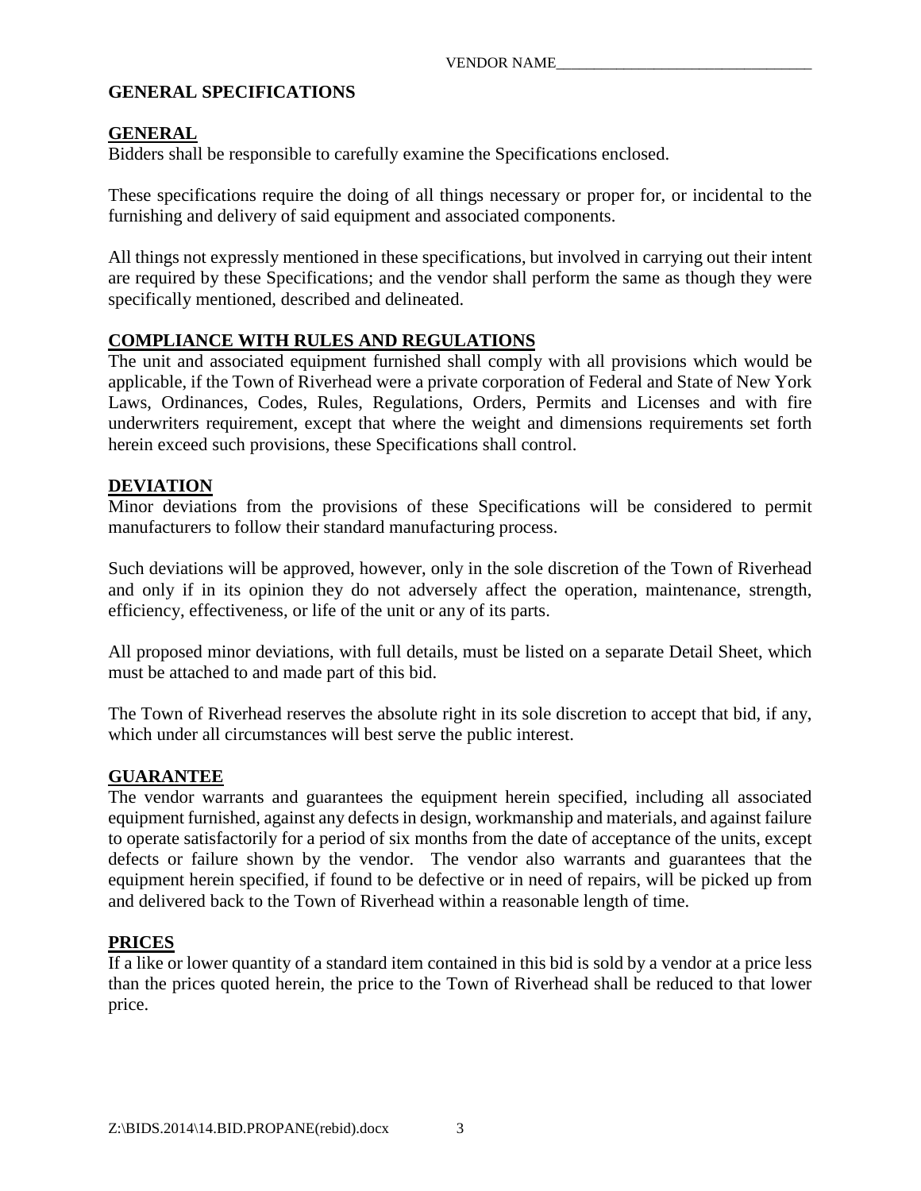VENDOR NAME________________________________

# GENERAL SPECIFICATIONS

## GENERAL

Bidders shall be responsible to carefully examine the Specifications enclosed.

These specifications require the doing of all things necessary or proper for, or incidental to the furnishing and delivery of said equipment and associated components.

All things not expressly mentioned in these specifications, but involved in carrying out their intent are required by these Specifications; and the vendor shall perform the same as though they were specifically mentioned, described and delineated.

## COMPLIANCE WITH RULES AND REGULATIONS

The unit and associated equipment furnished shall comply with all provisions which would be applicable, if the Town of Riverhead were a private corporation of Federal and State of New York Laws, Ordinances, Codes, Rules, Regulations, Orders, Permits and Licenses and with fire underwriters requirement, except that where the weight and dimensions requirements set forth herein exceed such provisions, these Specifications shall control.

## DEVIATION

Minor deviations from the provisions of these Specifications will be considered to permit manufacturers to follow their standard manufacturing process.

Such deviations will be approved, however, only in the sole discretion of the Town of Riverhead and only if in its opinion they do not adversely affect the operation, maintenance, strength, efficiency, effectiveness, or life of the unit or any of its parts.

All proposed minor deviations, with full details, must be listed on a separate Detail Sheet, which must be attached to and made part of this bid.

The Town of Riverhead reserves the absolute right in its sole discretion to accept that bid, if any, which under all circumstances will best serve the public interest.

## GUARANTEE

The vendor warrants and guarantees the equipment herein specified, including all associated equipment furnished, against any defects in design, workmanship and materials, and against failure to operate satisfactorily for a period of six months from the date of acceptance of the units, except defects or failure shown by the vendor. The vendor also warrants and guarantees that the equipment herein specified, if found to be defective or in need of repairs, will be picked up from and delivered back to the Town of Riverhead within a reasonable length of time.

## PRICES

If a like or lower quantity of a standard item contained in this bid is sold by a vendor at a price less than the prices quoted herein, the price to the Town of Riverhead shall be reduced to that lower price.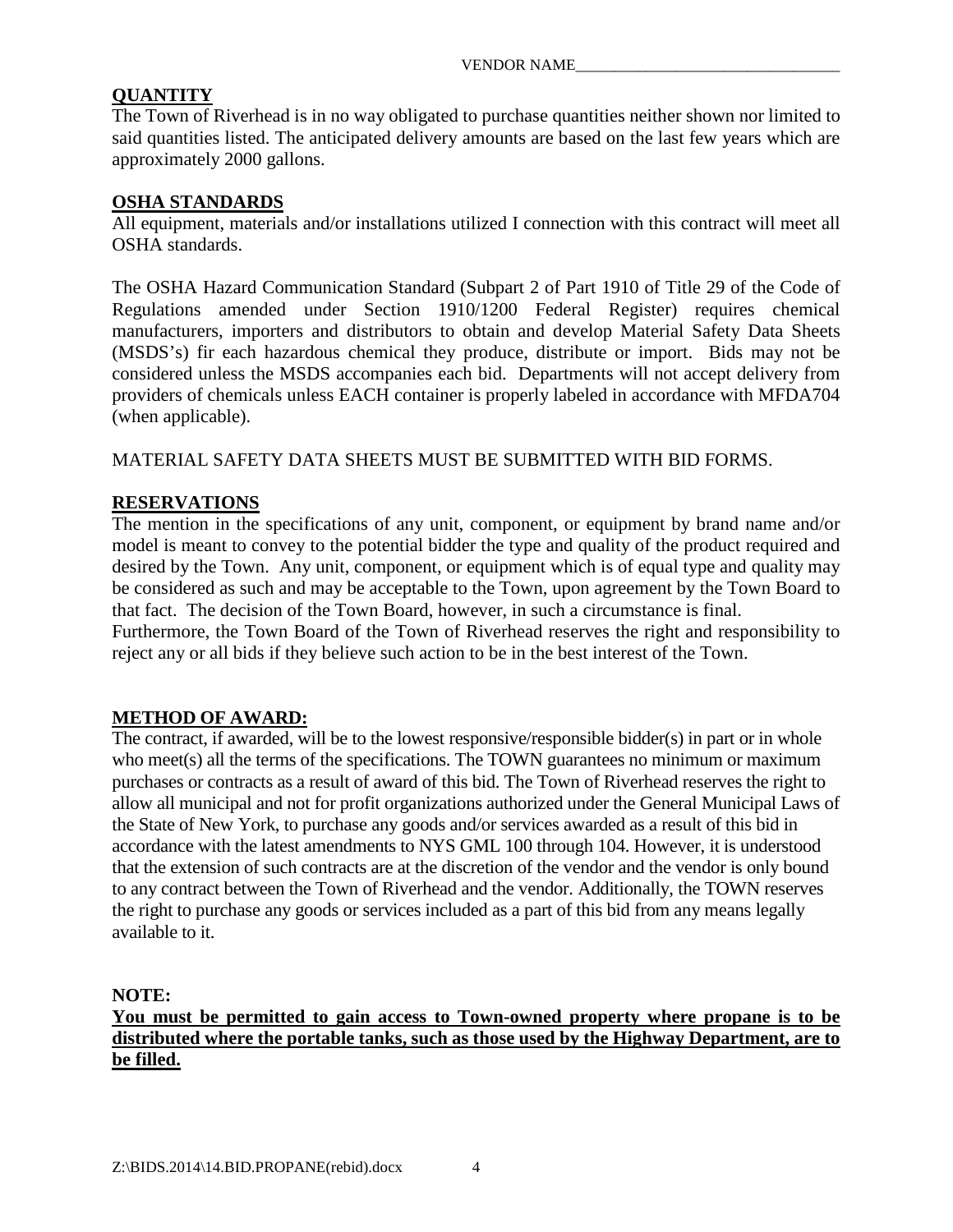VENDOR NAME_________________________________

**QUANTITY**

The Town of Riverhead is in no way obligated to purchase quantities neither shown nor limited to said quantities listed. The anticipated delivery amounts are based on the last few years which are approximately 2000 gallons.

**OSHA STANDARDS**

All equipment, materials and/or installations utilized I connection with this contract will meet all OSHA standards.

The OSHA Hazard Communication Standard (Subpart 2 of Part 1910 of Title 29 of the Code of Regulations amended under Section 1910/1200 Federal Register) requires chemical manufacturers, importers and distributors to obtain and develop Material Safety Data Sheets (MSDS's) fir each hazardous chemical they produce, distribute or import. Bids may not be considered unless the MSDS accompanies each bid. Departments will not accept delivery from providers of chemicals unless EACH container is properly labeled in accordance with MFDA704 (when applicable).

MATERIAL SAFETY DATA SHEETS MUST BE SUBMITTED WITH BID FORMS.

**RESERVATIONS**

The mention in the specifications of any unit, component, or equipment by brand name and/or model is meant to convey to the potential bidder the type and quality of the product required and desired by the Town. Any unit, component, or equipment which is of equal type and quality may be considered as such and may be acceptable to the Town, upon agreement by the Town Board to that fact. The decision of the Town Board, however, in such a circumstance is final.
Furthermore, the Town Board of the Town of Riverhead reserves the right and responsibility to reject any or all bids if they believe such action to be in the best interest of the Town.

**METHOD OF AWARD:**

The contract, if awarded, will be to the lowest responsive/responsible bidder(s) in part or in whole who meet(s) all the terms of the specifications. The TOWN guarantees no minimum or maximum purchases or contracts as a result of award of this bid. The Town of Riverhead reserves the right to allow all municipal and not for profit organizations authorized under the General Municipal Laws of the State of New York, to purchase any goods and/or services awarded as a result of this bid in accordance with the latest amendments to NYS GML 100 through 104. However, it is understood that the extension of such contracts are at the discretion of the vendor and the vendor is only bound to any contract between the Town of Riverhead and the vendor. Additionally, the TOWN reserves the right to purchase any goods or services included as a part of this bid from any means legally available to it.

**NOTE:**

**You must be permitted to gain access to Town-owned property where propane is to be distributed where the portable tanks, such as those used by the Highway Department, are to be filled.**

Z:\BIDS.2014\14.BID.PROPANE(rebid).docx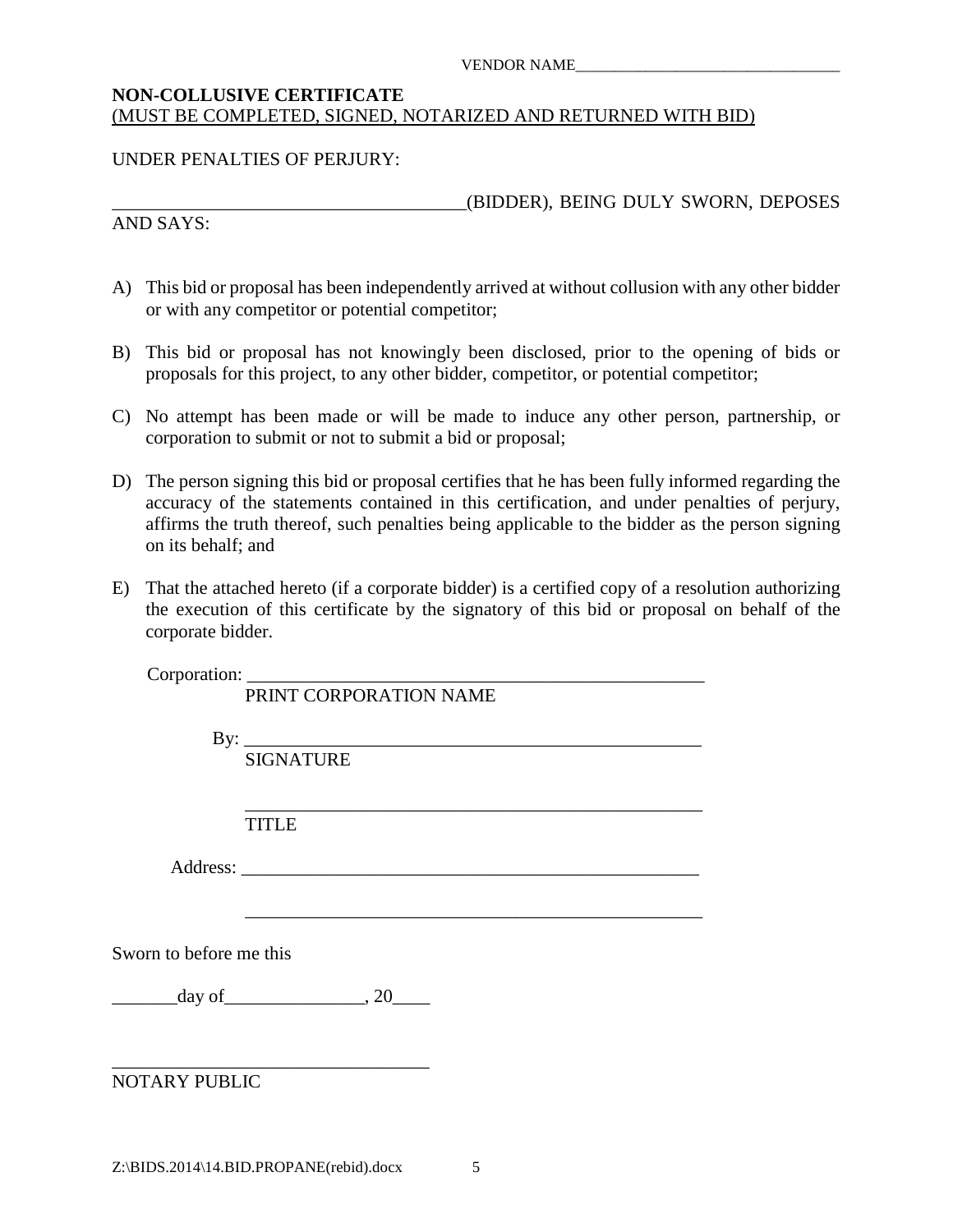VENDOR NAME_________________________________

**NON-COLLUSIVE CERTIFICATE**
(MUST BE COMPLETED, SIGNED, NOTARIZED AND RETURNED WITH BID)

UNDER PENALTIES OF PERJURY:

______________________________________(BIDDER), BEING DULY SWORN, DEPOSES AND SAYS:

A) This bid or proposal has been independently arrived at without collusion with any other bidder or with any competitor or potential competitor;

B) This bid or proposal has not knowingly been disclosed, prior to the opening of bids or proposals for this project, to any other bidder, competitor, or potential competitor;

C) No attempt has been made or will be made to induce any other person, partnership, or corporation to submit or not to submit a bid or proposal;

D) The person signing this bid or proposal certifies that he has been fully informed regarding the accuracy of the statements contained in this certification, and under penalties of perjury, affirms the truth thereof, such penalties being applicable to the bidder as the person signing on its behalf; and

E) That the attached hereto (if a corporate bidder) is a certified copy of a resolution authorizing the execution of this certificate by the signatory of this bid or proposal on behalf of the corporate bidder.

Corporation: ___________________________________________________
PRINT CORPORATION NAME

By: ___________________________________________________
SIGNATURE

___________________________________________________
TITLE

Address: ___________________________________________________

___________________________________________________

Sworn to before me this

_______day of_______________, 20____

__________________________________
NOTARY PUBLIC

Z:\BIDS.2014\14.BID.PROPANE(rebid).docx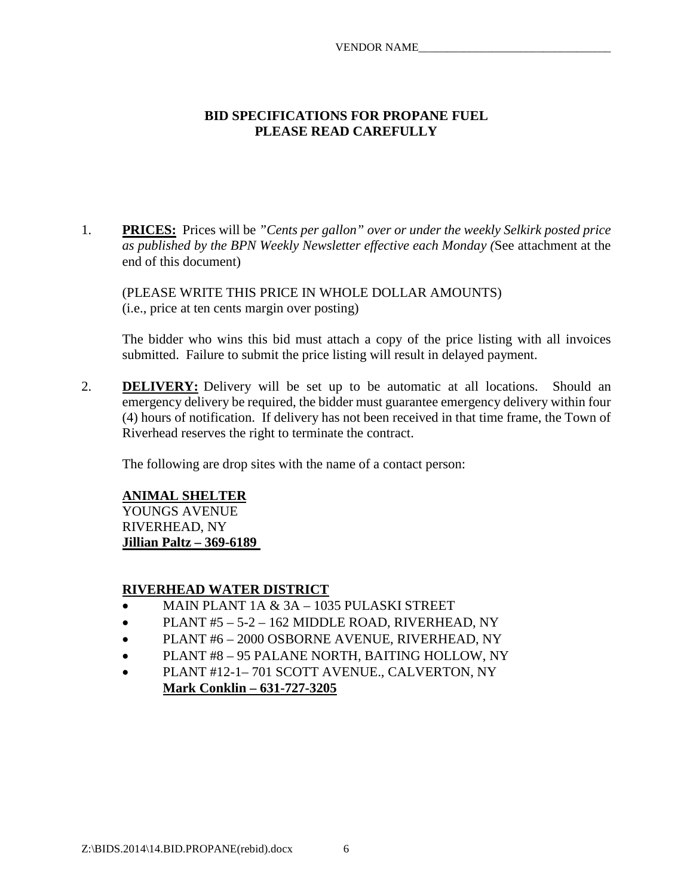VENDOR NAME_________________________________

# BID SPECIFICATIONS FOR PROPANE FUEL
# PLEASE READ CAREFULLY

1. **PRICES:** Prices will be *"Cents per gallon" over or under the weekly Selkirk posted price as published by the BPN Weekly Newsletter effective each Monday (*See attachment at the end of this document)

   (PLEASE WRITE THIS PRICE IN WHOLE DOLLAR AMOUNTS)
   (i.e., price at ten cents margin over posting)

   The bidder who wins this bid must attach a copy of the price listing with all invoices submitted. Failure to submit the price listing will result in delayed payment.

2. **DELIVERY:** Delivery will be set up to be automatic at all locations. Should an emergency delivery be required, the bidder must guarantee emergency delivery within four (4) hours of notification. If delivery has not been received in that time frame, the Town of Riverhead reserves the right to terminate the contract.

   The following are drop sites with the name of a contact person:

   **ANIMAL SHELTER**
   YOUNGS AVENUE
   RIVERHEAD, NY
   **Jillian Paltz – 369-6189**

   **RIVERHEAD WATER DISTRICT**
   - MAIN PLANT 1A & 3A – 1035 PULASKI STREET
   - PLANT #5 – 5-2 – 162 MIDDLE ROAD, RIVERHEAD, NY
   - PLANT #6 – 2000 OSBORNE AVENUE, RIVERHEAD, NY
   - PLANT #8 – 95 PALANE NORTH, BAITING HOLLOW, NY
   - PLANT #12-1– 701 SCOTT AVENUE., CALVERTON, NY
     **Mark Conklin – 631-727-3205**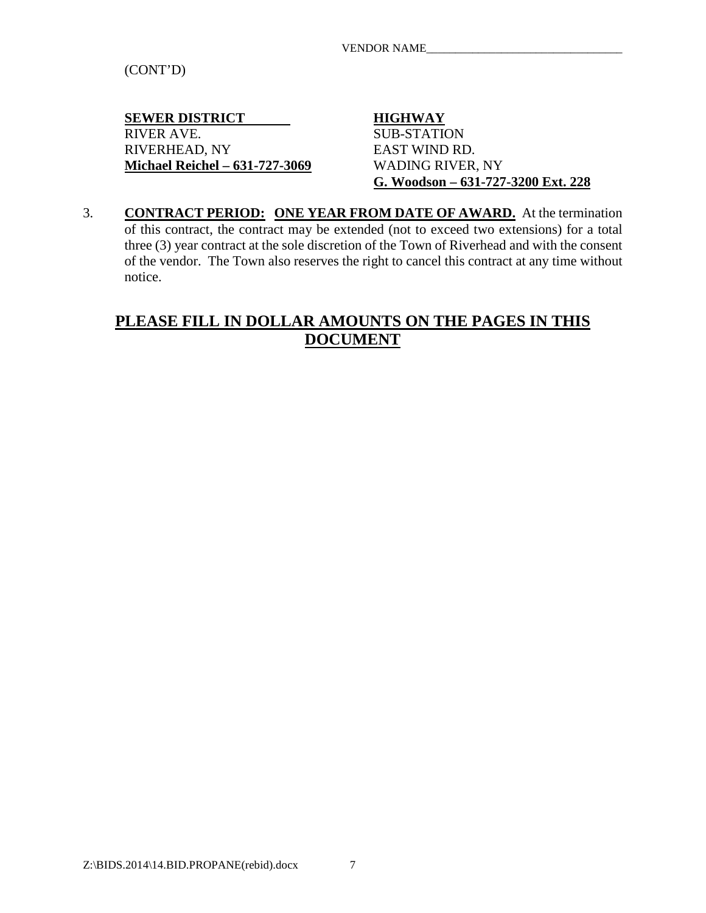VENDOR NAME________________________________

(CONT'D)

**SEWER DISTRICT**
RIVER AVE.
RIVERHEAD, NY
**Michael Reichel – 631-727-3069**

**HIGHWAY**
SUB-STATION
EAST WIND RD.
WADING RIVER, NY
**G. Woodson – 631-727-3200 Ext. 228**

3. **CONTRACT PERIOD: ONE YEAR FROM DATE OF AWARD.** At the termination of this contract, the contract may be extended (not to exceed two extensions) for a total three (3) year contract at the sole discretion of the Town of Riverhead and with the consent of the vendor. The Town also reserves the right to cancel this contract at any time without notice.

## PLEASE FILL IN DOLLAR AMOUNTS ON THE PAGES IN THIS DOCUMENT

Z:\BIDS.2014\14.BID.PROPANE(rebid).docx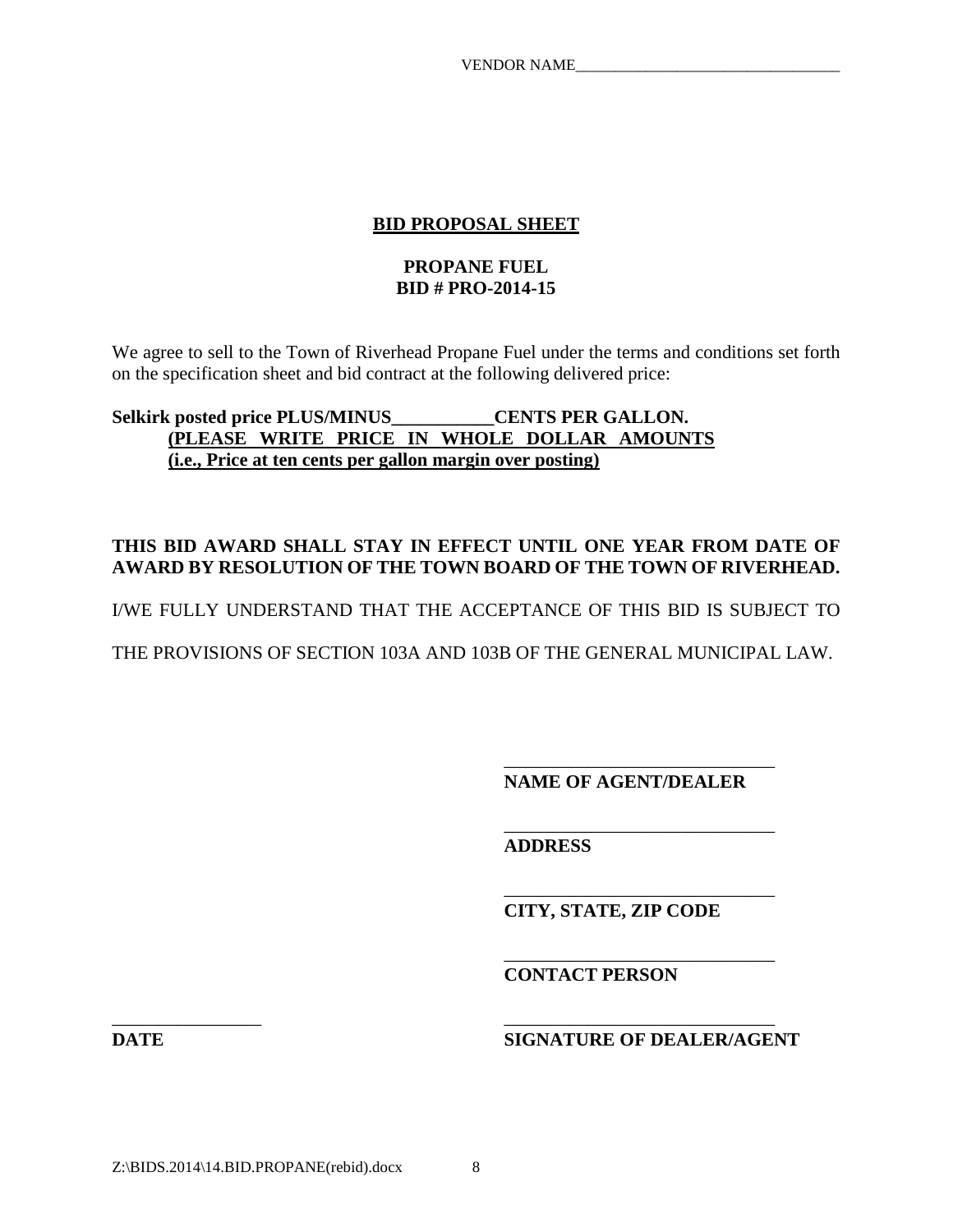VENDOR NAME_________________________________

## BID PROPOSAL SHEET

**PROPANE FUEL**
**BID # PRO-2014-15**

We agree to sell to the Town of Riverhead Propane Fuel under the terms and conditions set forth on the specification sheet and bid contract at the following delivered price:

**Selkirk posted price PLUS/MINUS___________CENTS PER GALLON.**
**(PLEASE WRITE PRICE IN WHOLE DOLLAR AMOUNTS (i.e., Price at ten cents per gallon margin over posting)**

**THIS BID AWARD SHALL STAY IN EFFECT UNTIL ONE YEAR FROM DATE OF AWARD BY RESOLUTION OF THE TOWN BOARD OF THE TOWN OF RIVERHEAD.**

I/WE FULLY UNDERSTAND THAT THE ACCEPTANCE OF THIS BID IS SUBJECT TO THE PROVISIONS OF SECTION 103A AND 103B OF THE GENERAL MUNICIPAL LAW.

______________________________
**NAME OF AGENT/DEALER**

______________________________
**ADDRESS**

______________________________
**CITY, STATE, ZIP CODE**

______________________________
**CONTACT PERSON**

________________ ______________________________
**DATE** **SIGNATURE OF DEALER/AGENT**

Z:\BIDS.2014\14.BID.PROPANE(rebid).docx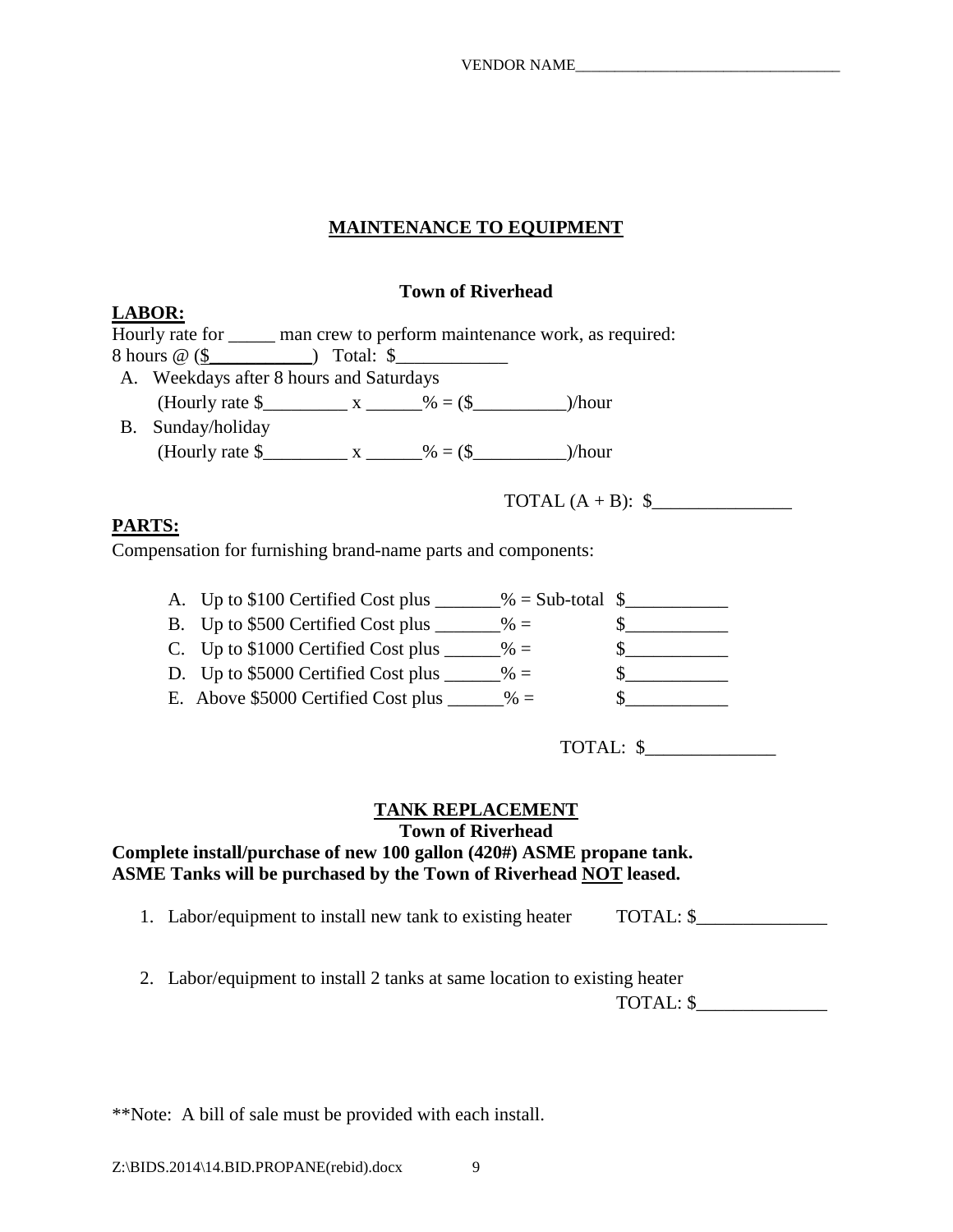VENDOR NAME_________________________________

## MAINTENANCE TO EQUIPMENT

### Town of Riverhead

**LABOR:**

Hourly rate for _____ man crew to perform maintenance work, as required:
8 hours @ ($___________)   Total:  $____________

A. Weekdays after 8 hours and Saturdays
   (Hourly rate $_________ x ______% = ($__________)/hour
B. Sunday/holiday
   (Hourly rate $_________ x ______% = ($__________)/hour

TOTAL (A + B):  $_______________

**PARTS:**

Compensation for furnishing brand-name parts and components:

A. Up to $100 Certified Cost plus _______% = Sub-total  $___________
B. Up to $500 Certified Cost plus _______% =  $___________
C. Up to $1000 Certified Cost plus ______% =  $___________
D. Up to $5000 Certified Cost plus ______% =  $___________
E. Above $5000 Certified Cost plus ______% =  $___________

TOTAL:  $______________

## TANK REPLACEMENT

### Town of Riverhead

**Complete install/purchase of new 100 gallon (420#) ASME propane tank.**
**ASME Tanks will be purchased by the Town of Riverhead NOT leased.**

1. Labor/equipment to install new tank to existing heater   TOTAL: $______________
2. Labor/equipment to install 2 tanks at same location to existing heater
   TOTAL: $______________

**Note:  A bill of sale must be provided with each install.

Z:\BIDS.2014\14.BID.PROPANE(rebid).docx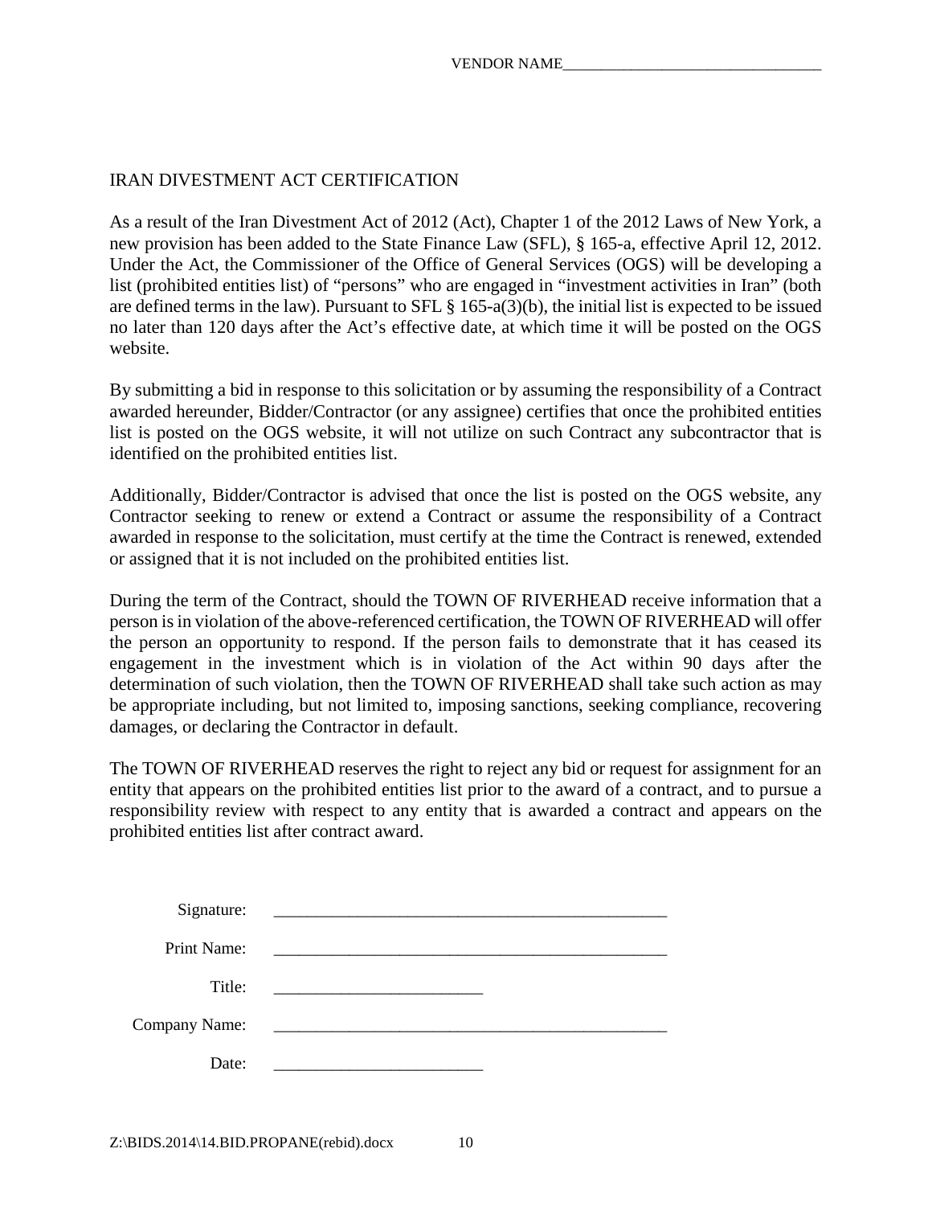VENDOR NAME________________________________

## IRAN DIVESTMENT ACT CERTIFICATION

As a result of the Iran Divestment Act of 2012 (Act), Chapter 1 of the 2012 Laws of New York, a new provision has been added to the State Finance Law (SFL), § 165-a, effective April 12, 2012. Under the Act, the Commissioner of the Office of General Services (OGS) will be developing a list (prohibited entities list) of "persons" who are engaged in "investment activities in Iran" (both are defined terms in the law). Pursuant to SFL § 165-a(3)(b), the initial list is expected to be issued no later than 120 days after the Act's effective date, at which time it will be posted on the OGS website.

By submitting a bid in response to this solicitation or by assuming the responsibility of a Contract awarded hereunder, Bidder/Contractor (or any assignee) certifies that once the prohibited entities list is posted on the OGS website, it will not utilize on such Contract any subcontractor that is identified on the prohibited entities list.

Additionally, Bidder/Contractor is advised that once the list is posted on the OGS website, any Contractor seeking to renew or extend a Contract or assume the responsibility of a Contract awarded in response to the solicitation, must certify at the time the Contract is renewed, extended or assigned that it is not included on the prohibited entities list.

During the term of the Contract, should the TOWN OF RIVERHEAD receive information that a person is in violation of the above-referenced certification, the TOWN OF RIVERHEAD will offer the person an opportunity to respond. If the person fails to demonstrate that it has ceased its engagement in the investment which is in violation of the Act within 90 days after the determination of such violation, then the TOWN OF RIVERHEAD shall take such action as may be appropriate including, but not limited to, imposing sanctions, seeking compliance, recovering damages, or declaring the Contractor in default.

The TOWN OF RIVERHEAD reserves the right to reject any bid or request for assignment for an entity that appears on the prohibited entities list prior to the award of a contract, and to pursue a responsibility review with respect to any entity that is awarded a contract and appears on the prohibited entities list after contract award.

Signature: ________________________________________________

Print Name: ________________________________________________

Title: _________________________

Company Name: ________________________________________________

Date: _________________________

Z:\BIDS.2014\14.BID.PROPANE(rebid).docx